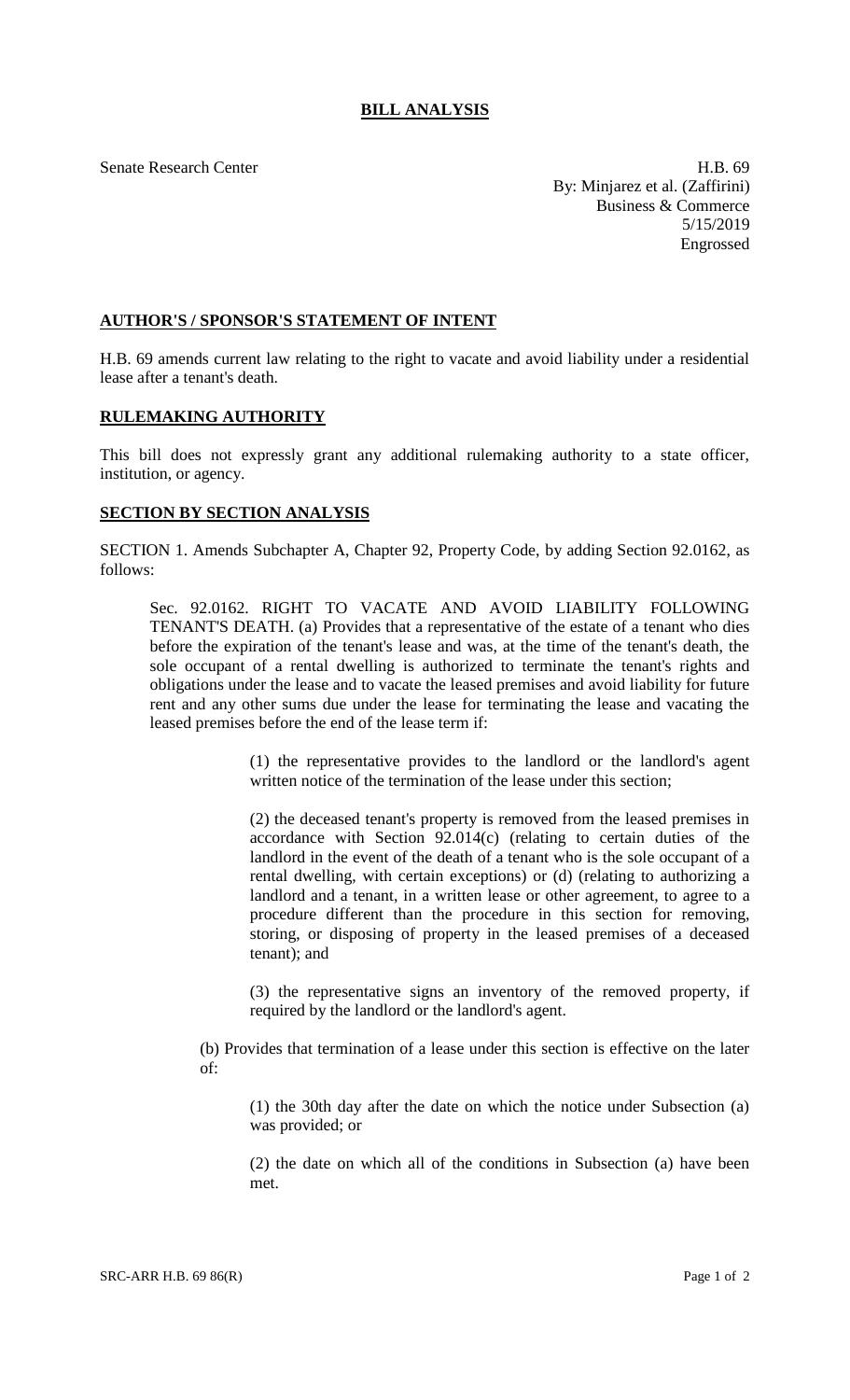# BILL ANALYSIS

Senate Research Center

H.B. 69
By: Minjarez et al. (Zaffirini)
Business & Commerce
5/15/2019
Engrossed

## AUTHOR'S / SPONSOR'S STATEMENT OF INTENT

H.B. 69 amends current law relating to the right to vacate and avoid liability under a residential lease after a tenant's death.

## RULEMAKING AUTHORITY

This bill does not expressly grant any additional rulemaking authority to a state officer, institution, or agency.

## SECTION BY SECTION ANALYSIS

SECTION 1. Amends Subchapter A, Chapter 92, Property Code, by adding Section 92.0162, as follows:

> Sec. 92.0162. RIGHT TO VACATE AND AVOID LIABILITY FOLLOWING TENANT'S DEATH. (a) Provides that a representative of the estate of a tenant who dies before the expiration of the tenant's lease and was, at the time of the tenant's death, the sole occupant of a rental dwelling is authorized to terminate the tenant's rights and obligations under the lease and to vacate the leased premises and avoid liability for future rent and any other sums due under the lease for terminating the lease and vacating the leased premises before the end of the lease term if:
>
> > (1) the representative provides to the landlord or the landlord's agent written notice of the termination of the lease under this section;
> >
> > (2) the deceased tenant's property is removed from the leased premises in accordance with Section 92.014(c) (relating to certain duties of the landlord in the event of the death of a tenant who is the sole occupant of a rental dwelling, with certain exceptions) or (d) (relating to authorizing a landlord and a tenant, in a written lease or other agreement, to agree to a procedure different than the procedure in this section for removing, storing, or disposing of property in the leased premises of a deceased tenant); and
> >
> > (3) the representative signs an inventory of the removed property, if required by the landlord or the landlord's agent.
>
> (b) Provides that termination of a lease under this section is effective on the later of:
>
> > (1) the 30th day after the date on which the notice under Subsection (a) was provided; or
> >
> > (2) the date on which all of the conditions in Subsection (a) have been met.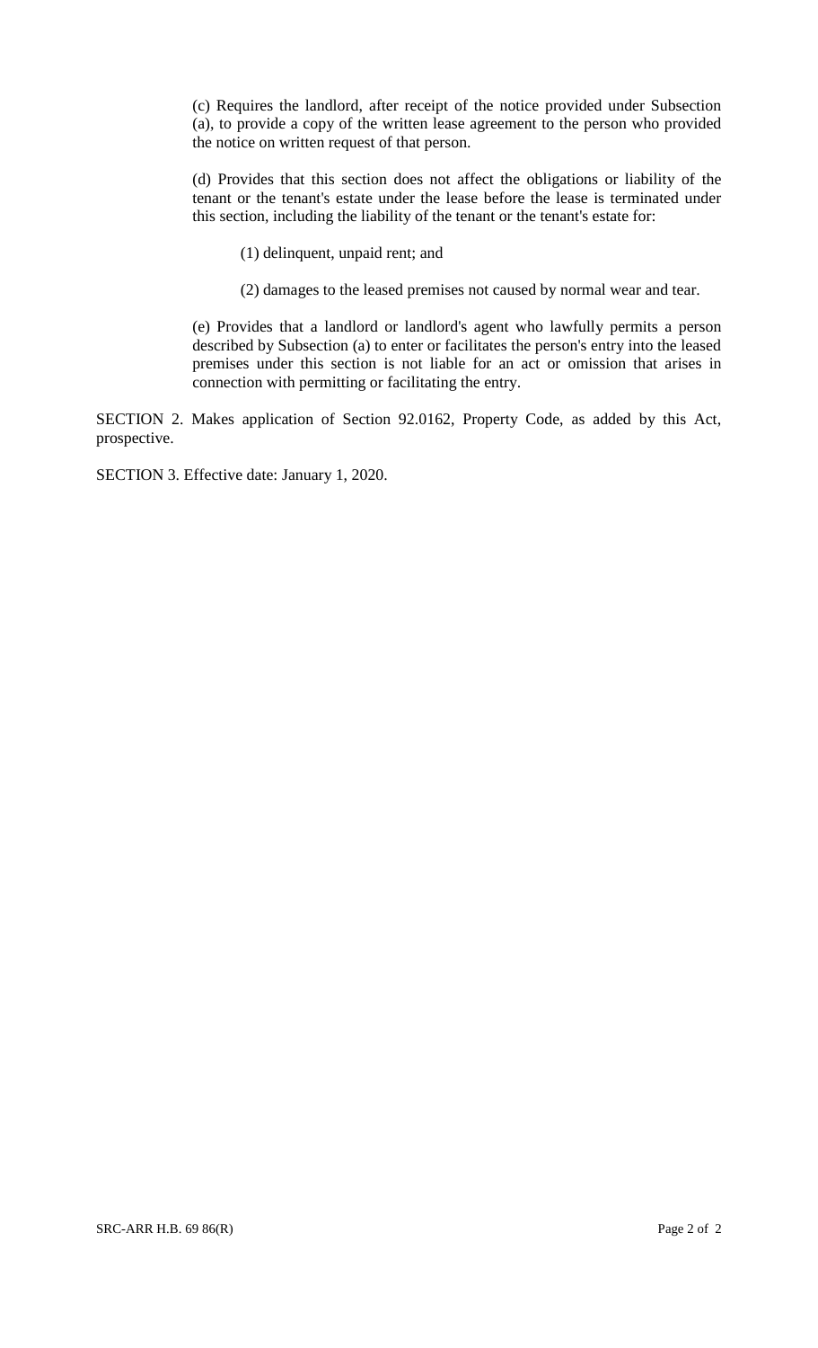(c) Requires the landlord, after receipt of the notice provided under Subsection (a), to provide a copy of the written lease agreement to the person who provided the notice on written request of that person.

(d) Provides that this section does not affect the obligations or liability of the tenant or the tenant's estate under the lease before the lease is terminated under this section, including the liability of the tenant or the tenant's estate for:

(1) delinquent, unpaid rent; and

(2) damages to the leased premises not caused by normal wear and tear.

(e) Provides that a landlord or landlord's agent who lawfully permits a person described by Subsection (a) to enter or facilitates the person's entry into the leased premises under this section is not liable for an act or omission that arises in connection with permitting or facilitating the entry.

SECTION 2. Makes application of Section 92.0162, Property Code, as added by this Act, prospective.

SECTION 3. Effective date: January 1, 2020.